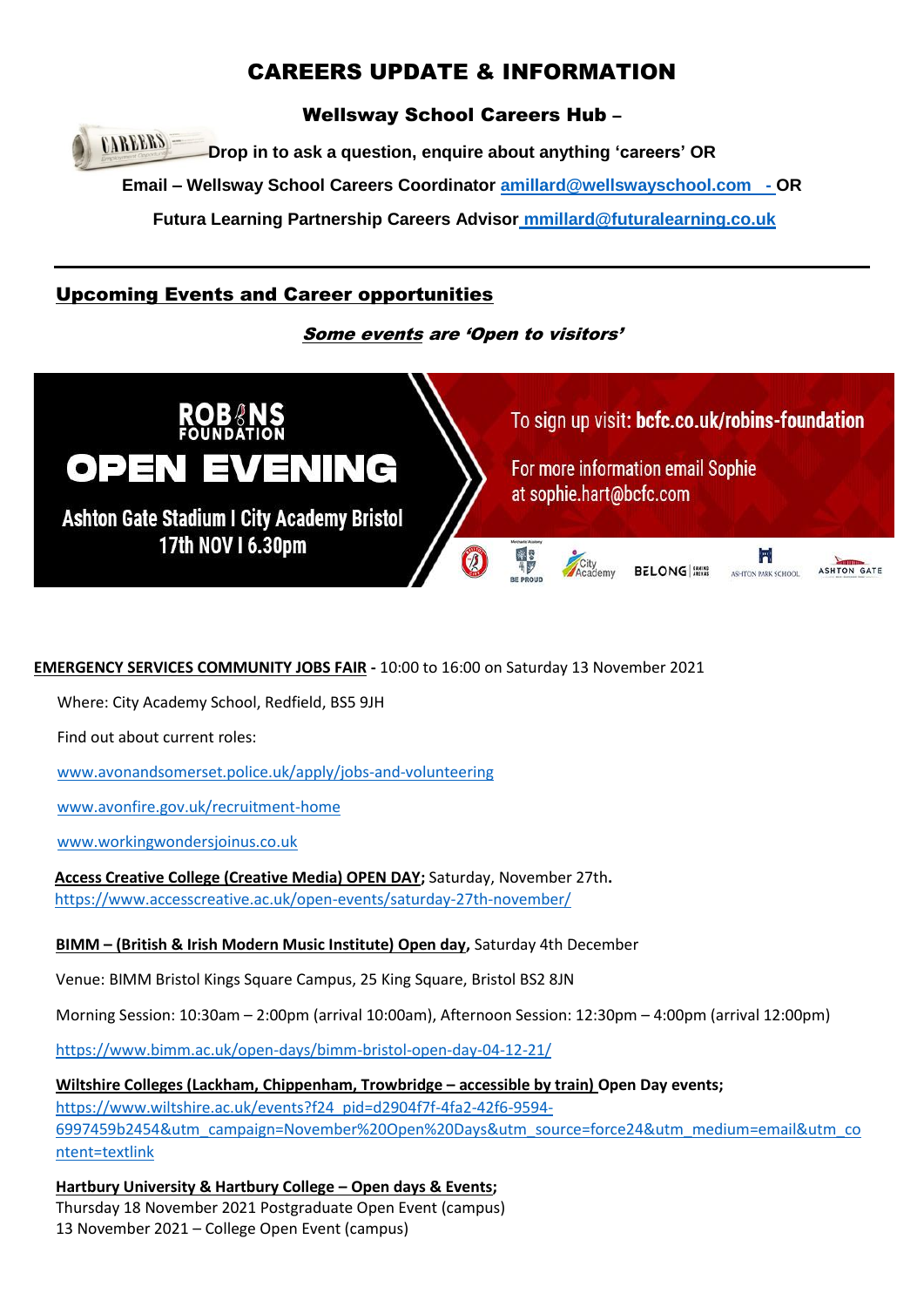# CAREERS UPDATE & INFORMATION

## Wellsway School Careers Hub –

**Drop in to ask a question, enquire about anything 'careers' OR**

**Email – Wellsway School Careers Coordinator amillard@wellswayschool.com - OR**

**Futura Learning Partnership Careers Advisor mmillard@futuralearning.co.uk**

---

## Upcoming Events and Career opportunities

***Some events are 'Open to visitors'***

ROBINS FOUNDATION

**OPEN EVENING**

Ashton Gate Stadium I City Academy Bristol
17th NOV I 6.30pm

To sign up visit: **bcfc.co.uk/robins-foundation**

For more information email Sophie at sophie.hart@bcfc.com

**EMERGENCY SERVICES COMMUNITY JOBS FAIR -** 10:00 to 16:00 on Saturday 13 November 2021

Where: City Academy School, Redfield, BS5 9JH

Find out about current roles:

www.avonandsomerset.police.uk/apply/jobs-and-volunteering

www.avonfire.gov.uk/recruitment-home

www.workingwondersjoinus.co.uk

**Access Creative College (Creative Media) OPEN DAY;** Saturday, November 27th**.**
https://www.accesscreative.ac.uk/open-events/saturday-27th-november/

**BIMM – (British & Irish Modern Music Institute) Open day,** Saturday 4th December

Venue: BIMM Bristol Kings Square Campus, 25 King Square, Bristol BS2 8JN

Morning Session: 10:30am – 2:00pm (arrival 10:00am), Afternoon Session: 12:30pm – 4:00pm (arrival 12:00pm)

https://www.bimm.ac.uk/open-days/bimm-bristol-open-day-04-12-21/

**Wiltshire Colleges (Lackham, Chippenham, Trowbridge – accessible by train) Open Day events;**
https://www.wiltshire.ac.uk/events?f24_pid=d2904f7f-4fa2-42f6-9594-6997459b2454&utm_campaign=November%20Open%20Days&utm_source=force24&utm_medium=email&utm_content=textlink

**Hartbury University & Hartbury College – Open days & Events;**
Thursday 18 November 2021 Postgraduate Open Event (campus)
13 November 2021 – College Open Event (campus)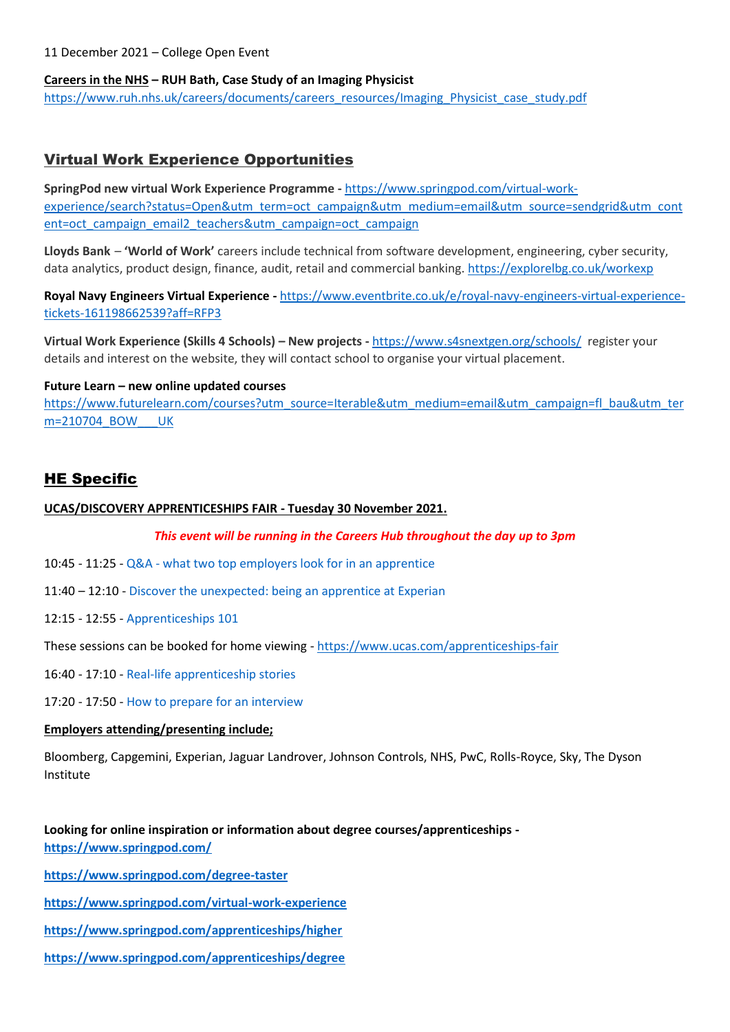11 December 2021 – College Open Event

**<u>Careers in the NHS</u> – RUH Bath, Case Study of an Imaging Physicist**
https://www.ruh.nhs.uk/careers/documents/careers_resources/Imaging_Physicist_case_study.pdf

## Virtual Work Experience Opportunities

**SpringPod new virtual Work Experience Programme -** https://www.springpod.com/virtual-work-experience/search?status=Open&utm_term=oct_campaign&utm_medium=email&utm_source=sendgrid&utm_content=oct_campaign_email2_teachers&utm_campaign=oct_campaign

**Lloyds Bank** – **'World of Work'** careers include technical from software development, engineering, cyber security, data analytics, product design, finance, audit, retail and commercial banking. https://explorelbg.co.uk/workexp

**Royal Navy Engineers Virtual Experience -** https://www.eventbrite.co.uk/e/royal-navy-engineers-virtual-experience-tickets-161198662539?aff=RFP3

**Virtual Work Experience (Skills 4 Schools) – New projects -** https://www.s4snextgen.org/schools/ register your details and interest on the website, they will contact school to organise your virtual placement.

**Future Learn – new online updated courses**
https://www.futurelearn.com/courses?utm_source=Iterable&utm_medium=email&utm_campaign=fl_bau&utm_term=210704_BOW___UK

## HE Specific

**<u>UCAS/DISCOVERY APPRENTICESHIPS FAIR - Tuesday 30 November 2021.</u>**

***This event will be running in the Careers Hub throughout the day up to 3pm***

10:45 - 11:25 - Q&A - what two top employers look for in an apprentice

11:40 – 12:10 - Discover the unexpected: being an apprentice at Experian

12:15 - 12:55 - Apprenticeships 101

These sessions can be booked for home viewing - https://www.ucas.com/apprenticeships-fair

16:40 - 17:10 - Real-life apprenticeship stories

17:20 - 17:50 - How to prepare for an interview

**<u>Employers attending/presenting include;</u>**

Bloomberg, Capgemini, Experian, Jaguar Landrover, Johnson Controls, NHS, PwC, Rolls-Royce, Sky, The Dyson Institute

**Looking for online inspiration or information about degree courses/apprenticeships -**
**https://www.springpod.com/**

**https://www.springpod.com/degree-taster**

**https://www.springpod.com/virtual-work-experience**

**https://www.springpod.com/apprenticeships/higher**

**https://www.springpod.com/apprenticeships/degree**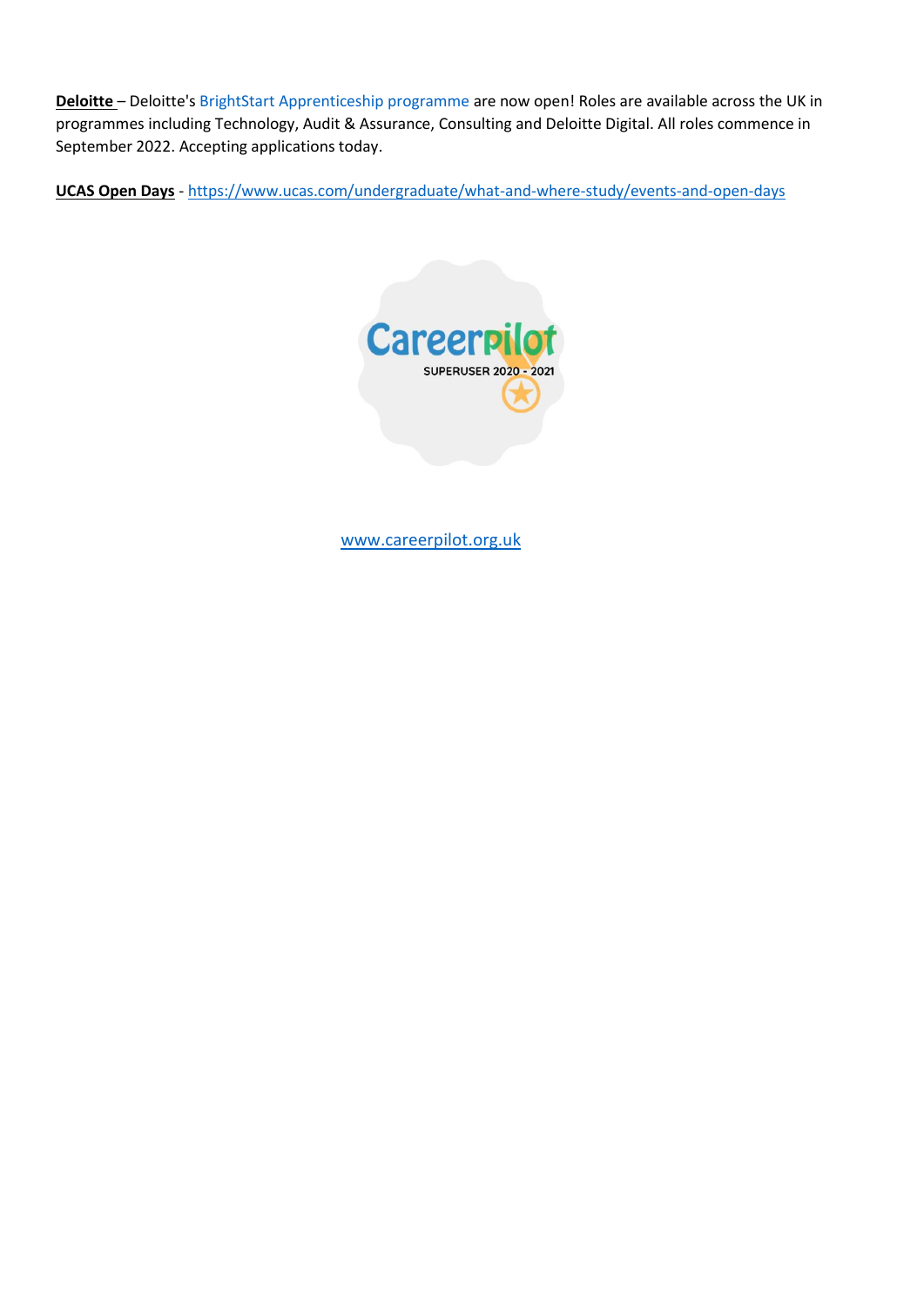**Deloitte** – Deloitte's BrightStart Apprenticeship programme are now open! Roles are available across the UK in programmes including Technology, Audit & Assurance, Consulting and Deloitte Digital. All roles commence in September 2022. Accepting applications today.

**UCAS Open Days** - https://www.ucas.com/undergraduate/what-and-where-study/events-and-open-days

www.careerpilot.org.uk